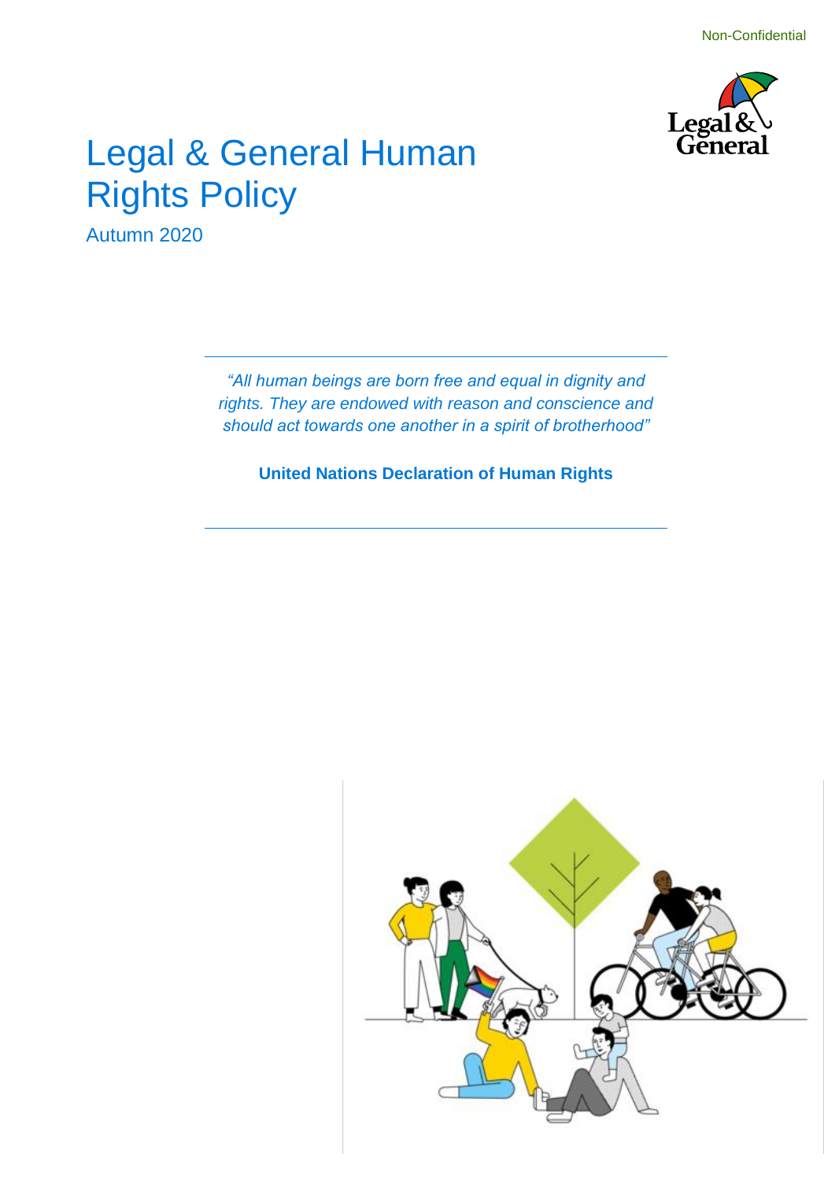Non-Confidential

# Legal & General Human Rights Policy

Autumn 2020

---

*"All human beings are born free and equal in dignity and rights. They are endowed with reason and conscience and should act towards one another in a spirit of brotherhood"*

**United Nations Declaration of Human Rights**

---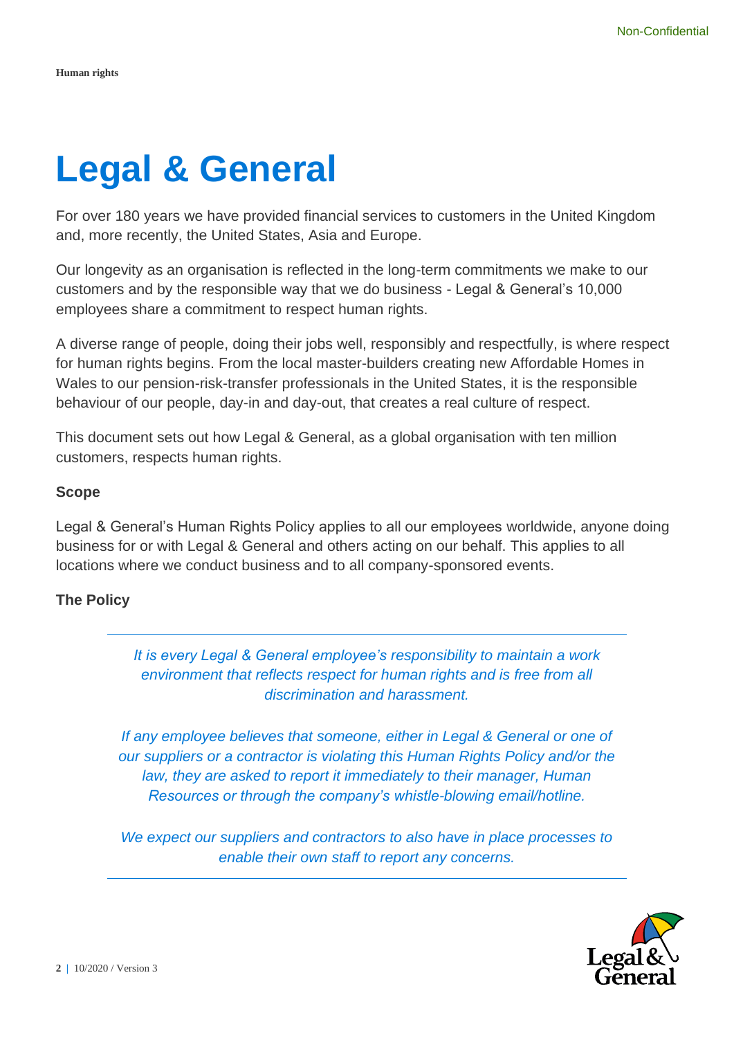# Legal & General

For over 180 years we have provided financial services to customers in the United Kingdom and, more recently, the United States, Asia and Europe.

Our longevity as an organisation is reflected in the long-term commitments we make to our customers and by the responsible way that we do business - Legal & General's 10,000 employees share a commitment to respect human rights.

A diverse range of people, doing their jobs well, responsibly and respectfully, is where respect for human rights begins. From the local master-builders creating new Affordable Homes in Wales to our pension-risk-transfer professionals in the United States, it is the responsible behaviour of our people, day-in and day-out, that creates a real culture of respect.

This document sets out how Legal & General, as a global organisation with ten million customers, respects human rights.

### Scope

Legal & General's Human Rights Policy applies to all our employees worldwide, anyone doing business for or with Legal & General and others acting on our behalf. This applies to all locations where we conduct business and to all company-sponsored events.

### The Policy

*It is every Legal & General employee's responsibility to maintain a work environment that reflects respect for human rights and is free from all discrimination and harassment.*

*If any employee believes that someone, either in Legal & General or one of our suppliers or a contractor is violating this Human Rights Policy and/or the law, they are asked to report it immediately to their manager, Human Resources or through the company's whistle-blowing email/hotline.*

*We expect our suppliers and contractors to also have in place processes to enable their own staff to report any concerns.*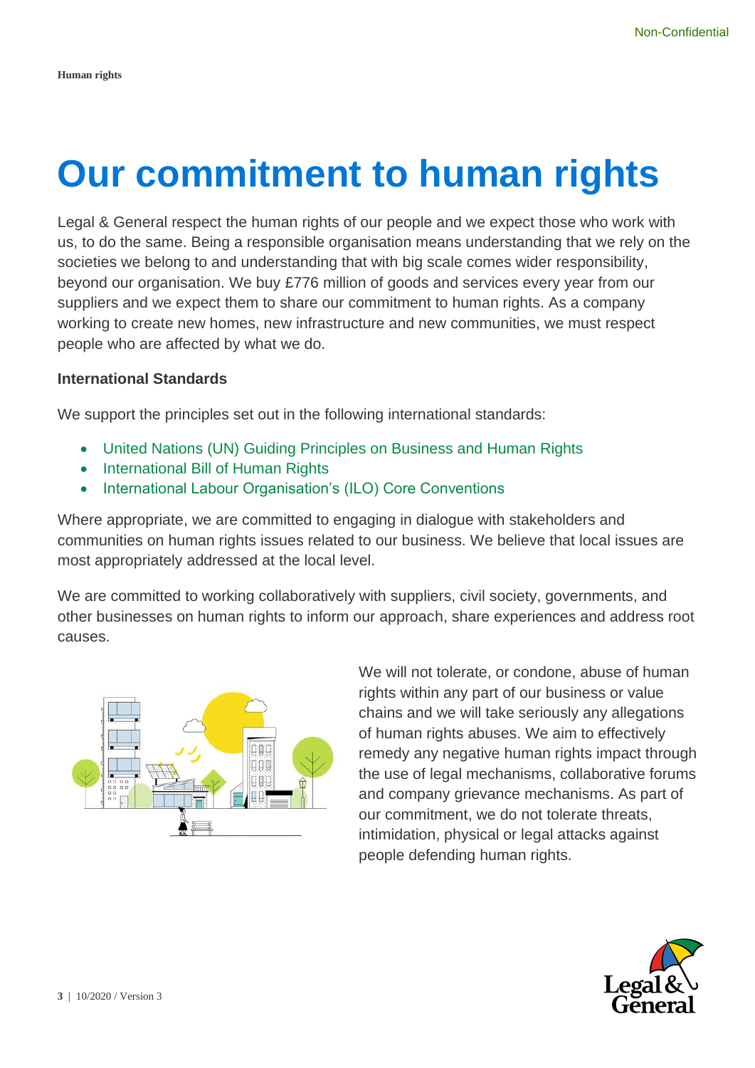# Our commitment to human rights

Legal & General respect the human rights of our people and we expect those who work with us, to do the same. Being a responsible organisation means understanding that we rely on the societies we belong to and understanding that with big scale comes wider responsibility, beyond our organisation. We buy £776 million of goods and services every year from our suppliers and we expect them to share our commitment to human rights. As a company working to create new homes, new infrastructure and new communities, we must respect people who are affected by what we do.

### International Standards

We support the principles set out in the following international standards:

- United Nations (UN) Guiding Principles on Business and Human Rights
- International Bill of Human Rights
- International Labour Organisation's (ILO) Core Conventions

Where appropriate, we are committed to engaging in dialogue with stakeholders and communities on human rights issues related to our business. We believe that local issues are most appropriately addressed at the local level.

We are committed to working collaboratively with suppliers, civil society, governments, and other businesses on human rights to inform our approach, share experiences and address root causes.

We will not tolerate, or condone, abuse of human rights within any part of our business or value chains and we will take seriously any allegations of human rights abuses. We aim to effectively remedy any negative human rights impact through the use of legal mechanisms, collaborative forums and company grievance mechanisms. As part of our commitment, we do not tolerate threats, intimidation, physical or legal attacks against people defending human rights.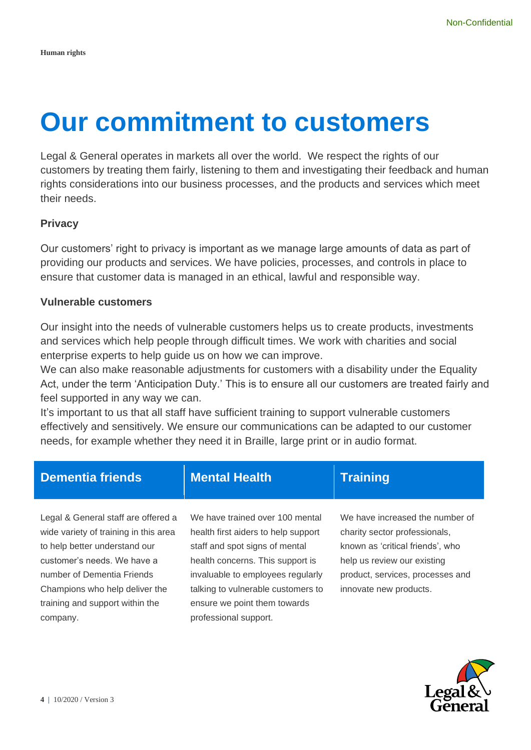# Our commitment to customers

Legal & General operates in markets all over the world. We respect the rights of our customers by treating them fairly, listening to them and investigating their feedback and human rights considerations into our business processes, and the products and services which meet their needs.

**Privacy**

Our customers' right to privacy is important as we manage large amounts of data as part of providing our products and services. We have policies, processes, and controls in place to ensure that customer data is managed in an ethical, lawful and responsible way.

**Vulnerable customers**

Our insight into the needs of vulnerable customers helps us to create products, investments and services which help people through difficult times. We work with charities and social enterprise experts to help guide us on how we can improve.

We can also make reasonable adjustments for customers with a disability under the Equality Act, under the term 'Anticipation Duty.' This is to ensure all our customers are treated fairly and feel supported in any way we can.

It's important to us that all staff have sufficient training to support vulnerable customers effectively and sensitively. We ensure our communications can be adapted to our customer needs, for example whether they need it in Braille, large print or in audio format.

| Dementia friends | Mental Health | Training |
| --- | --- | --- |
| Legal & General staff are offered a wide variety of training in this area to help better understand our customer's needs. We have a number of Dementia Friends Champions who help deliver the training and support within the company. | We have trained over 100 mental health first aiders to help support staff and spot signs of mental health concerns. This support is invaluable to employees regularly talking to vulnerable customers to ensure we point them towards professional support. | We have increased the number of charity sector professionals, known as 'critical friends', who help us review our existing product, services, processes and innovate new products. |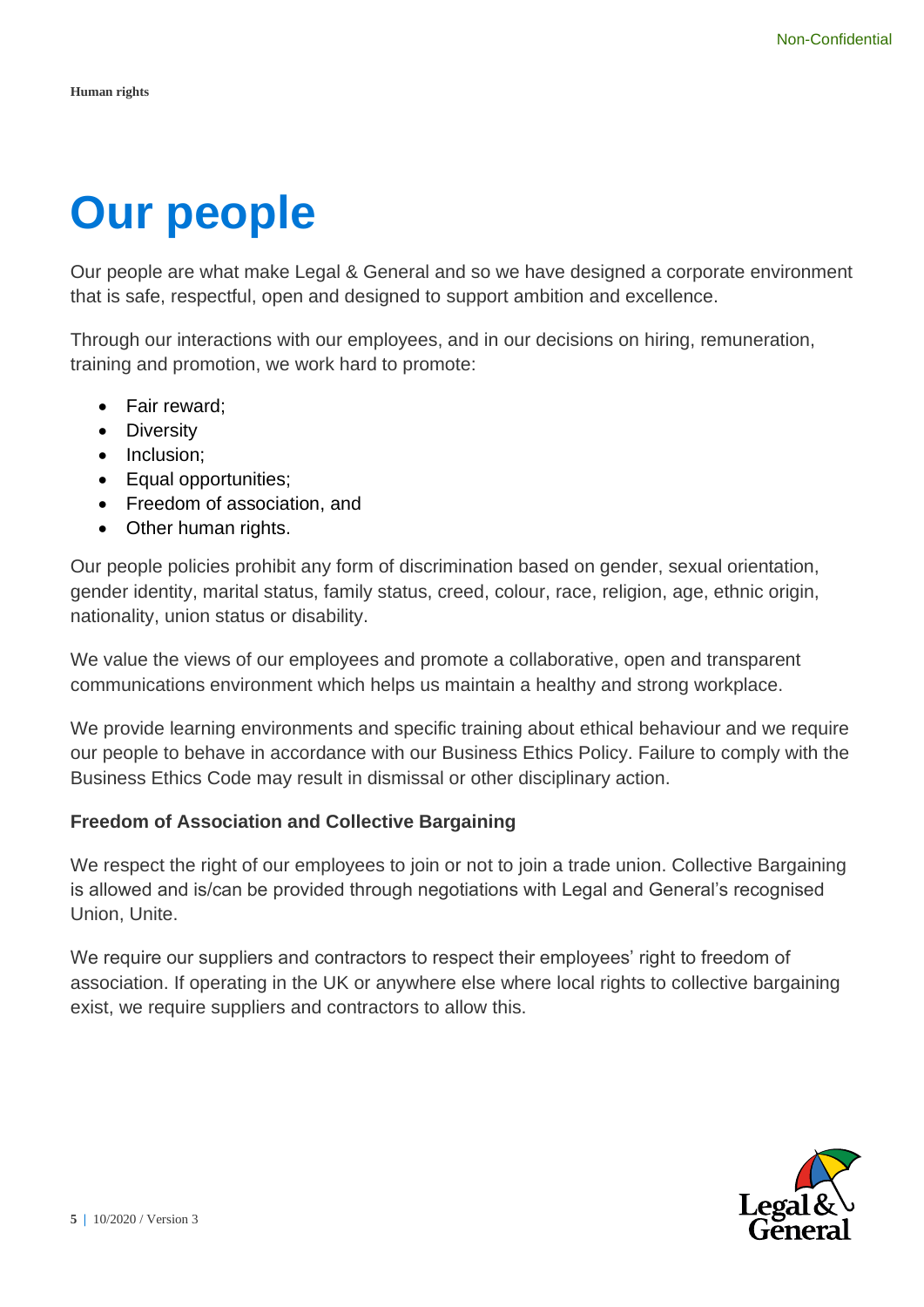# Our people

Our people are what make Legal & General and so we have designed a corporate environment that is safe, respectful, open and designed to support ambition and excellence.

Through our interactions with our employees, and in our decisions on hiring, remuneration, training and promotion, we work hard to promote:

- Fair reward;
- Diversity
- Inclusion;
- Equal opportunities;
- Freedom of association, and
- Other human rights.

Our people policies prohibit any form of discrimination based on gender, sexual orientation, gender identity, marital status, family status, creed, colour, race, religion, age, ethnic origin, nationality, union status or disability.

We value the views of our employees and promote a collaborative, open and transparent communications environment which helps us maintain a healthy and strong workplace.

We provide learning environments and specific training about ethical behaviour and we require our people to behave in accordance with our Business Ethics Policy. Failure to comply with the Business Ethics Code may result in dismissal or other disciplinary action.

### Freedom of Association and Collective Bargaining

We respect the right of our employees to join or not to join a trade union. Collective Bargaining is allowed and is/can be provided through negotiations with Legal and General's recognised Union, Unite.

We require our suppliers and contractors to respect their employees' right to freedom of association. If operating in the UK or anywhere else where local rights to collective bargaining exist, we require suppliers and contractors to allow this.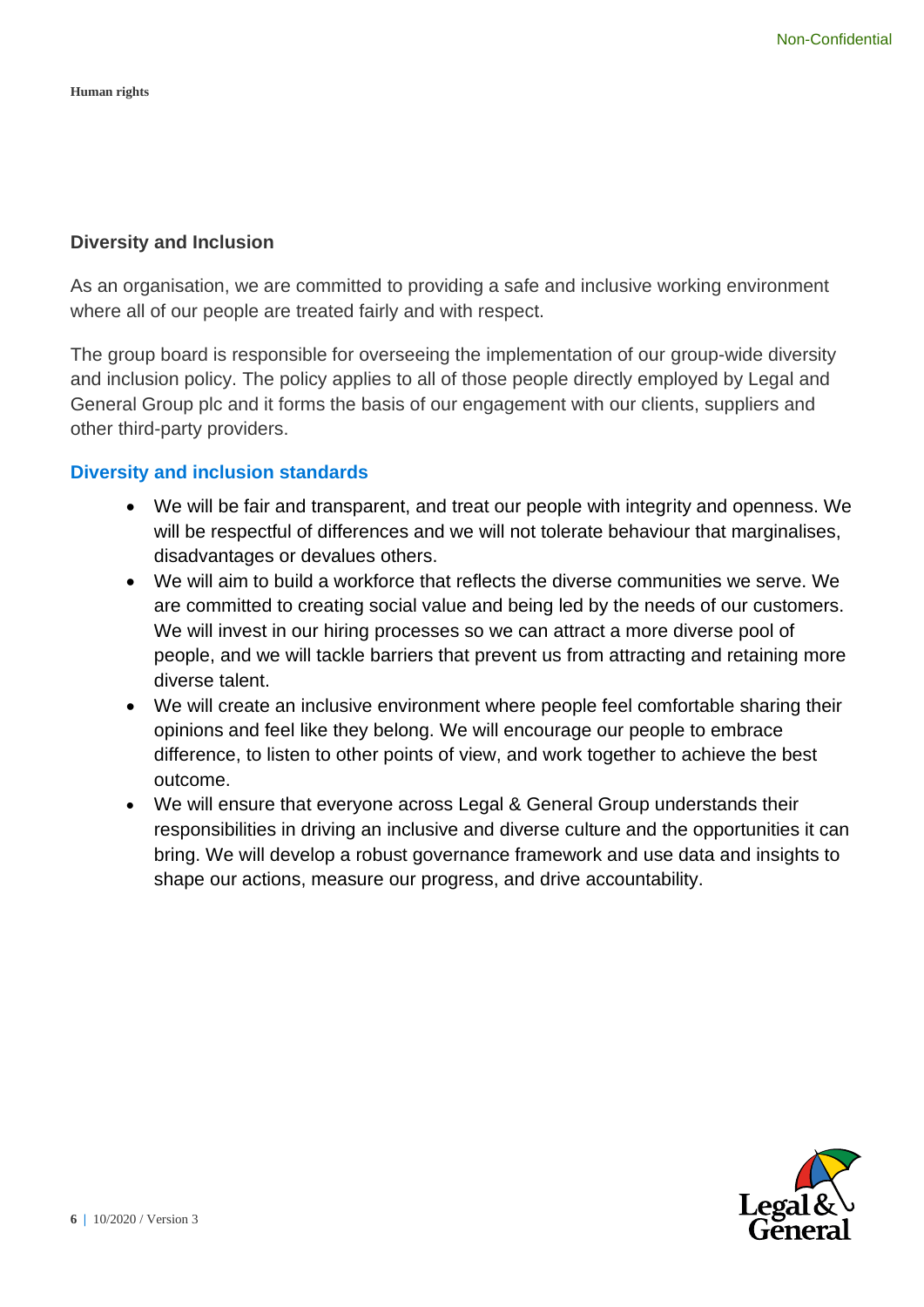## Diversity and Inclusion

As an organisation, we are committed to providing a safe and inclusive working environment where all of our people are treated fairly and with respect.

The group board is responsible for overseeing the implementation of our group-wide diversity and inclusion policy. The policy applies to all of those people directly employed by Legal and General Group plc and it forms the basis of our engagement with our clients, suppliers and other third-party providers.

### Diversity and inclusion standards

- We will be fair and transparent, and treat our people with integrity and openness. We will be respectful of differences and we will not tolerate behaviour that marginalises, disadvantages or devalues others.
- We will aim to build a workforce that reflects the diverse communities we serve. We are committed to creating social value and being led by the needs of our customers. We will invest in our hiring processes so we can attract a more diverse pool of people, and we will tackle barriers that prevent us from attracting and retaining more diverse talent.
- We will create an inclusive environment where people feel comfortable sharing their opinions and feel like they belong. We will encourage our people to embrace difference, to listen to other points of view, and work together to achieve the best outcome.
- We will ensure that everyone across Legal & General Group understands their responsibilities in driving an inclusive and diverse culture and the opportunities it can bring. We will develop a robust governance framework and use data and insights to shape our actions, measure our progress, and drive accountability.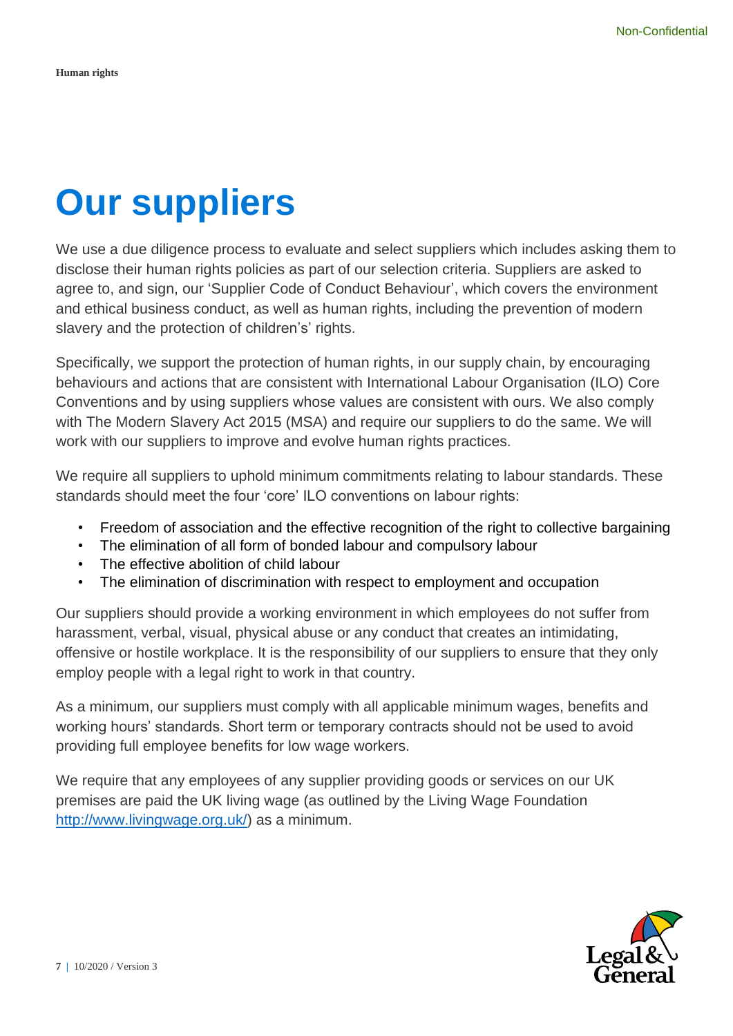# Our suppliers

We use a due diligence process to evaluate and select suppliers which includes asking them to disclose their human rights policies as part of our selection criteria. Suppliers are asked to agree to, and sign, our 'Supplier Code of Conduct Behaviour', which covers the environment and ethical business conduct, as well as human rights, including the prevention of modern slavery and the protection of children's' rights.

Specifically, we support the protection of human rights, in our supply chain, by encouraging behaviours and actions that are consistent with International Labour Organisation (ILO) Core Conventions and by using suppliers whose values are consistent with ours. We also comply with The Modern Slavery Act 2015 (MSA) and require our suppliers to do the same. We will work with our suppliers to improve and evolve human rights practices.

We require all suppliers to uphold minimum commitments relating to labour standards. These standards should meet the four 'core' ILO conventions on labour rights:

- Freedom of association and the effective recognition of the right to collective bargaining
- The elimination of all form of bonded labour and compulsory labour
- The effective abolition of child labour
- The elimination of discrimination with respect to employment and occupation

Our suppliers should provide a working environment in which employees do not suffer from harassment, verbal, visual, physical abuse or any conduct that creates an intimidating, offensive or hostile workplace. It is the responsibility of our suppliers to ensure that they only employ people with a legal right to work in that country.

As a minimum, our suppliers must comply with all applicable minimum wages, benefits and working hours' standards. Short term or temporary contracts should not be used to avoid providing full employee benefits for low wage workers.

We require that any employees of any supplier providing goods or services on our UK premises are paid the UK living wage (as outlined by the Living Wage Foundation http://www.livingwage.org.uk/) as a minimum.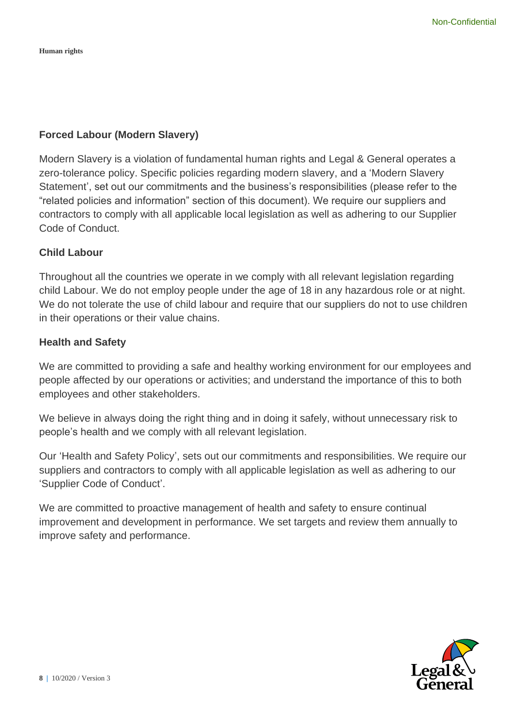## Forced Labour (Modern Slavery)

Modern Slavery is a violation of fundamental human rights and Legal & General operates a zero-tolerance policy. Specific policies regarding modern slavery, and a 'Modern Slavery Statement', set out our commitments and the business's responsibilities (please refer to the "related policies and information" section of this document). We require our suppliers and contractors to comply with all applicable local legislation as well as adhering to our Supplier Code of Conduct.

## Child Labour

Throughout all the countries we operate in we comply with all relevant legislation regarding child Labour. We do not employ people under the age of 18 in any hazardous role or at night. We do not tolerate the use of child labour and require that our suppliers do not to use children in their operations or their value chains.

## Health and Safety

We are committed to providing a safe and healthy working environment for our employees and people affected by our operations or activities; and understand the importance of this to both employees and other stakeholders.

We believe in always doing the right thing and in doing it safely, without unnecessary risk to people's health and we comply with all relevant legislation.

Our 'Health and Safety Policy', sets out our commitments and responsibilities. We require our suppliers and contractors to comply with all applicable legislation as well as adhering to our 'Supplier Code of Conduct'.

We are committed to proactive management of health and safety to ensure continual improvement and development in performance. We set targets and review them annually to improve safety and performance.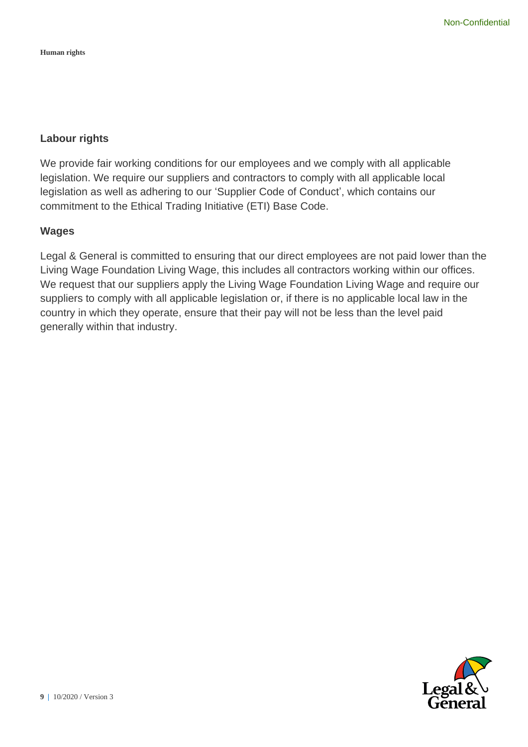## Labour rights

We provide fair working conditions for our employees and we comply with all applicable legislation. We require our suppliers and contractors to comply with all applicable local legislation as well as adhering to our 'Supplier Code of Conduct', which contains our commitment to the Ethical Trading Initiative (ETI) Base Code.

## Wages

Legal & General is committed to ensuring that our direct employees are not paid lower than the Living Wage Foundation Living Wage, this includes all contractors working within our offices. We request that our suppliers apply the Living Wage Foundation Living Wage and require our suppliers to comply with all applicable legislation or, if there is no applicable local law in the country in which they operate, ensure that their pay will not be less than the level paid generally within that industry.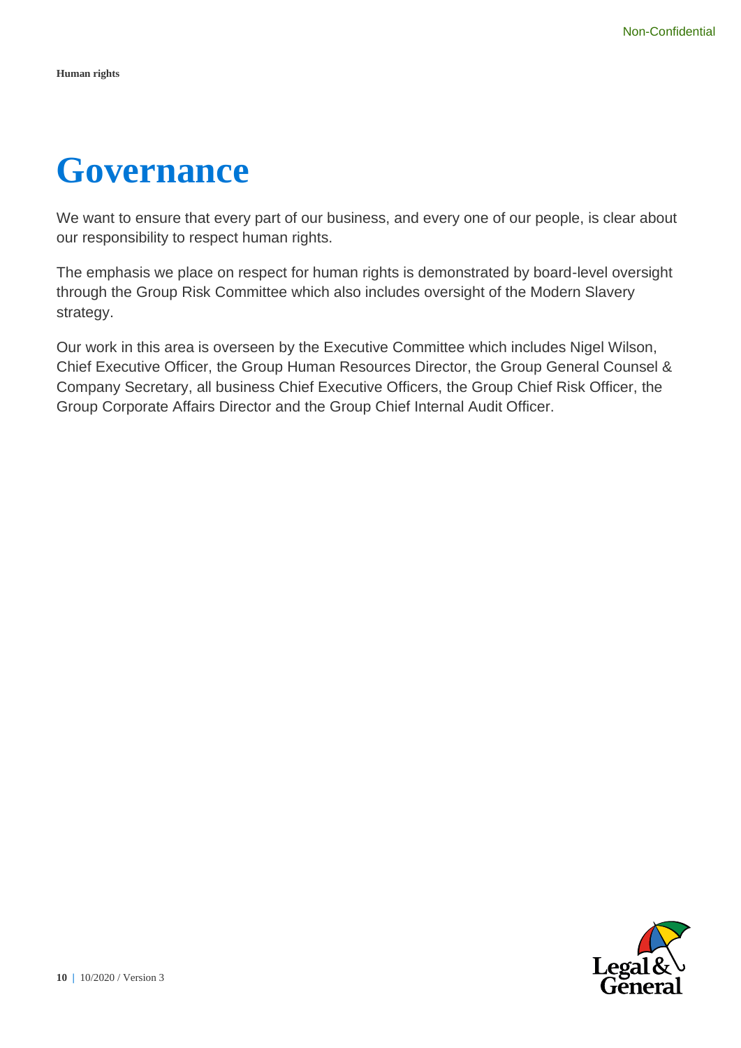# Governance

We want to ensure that every part of our business, and every one of our people, is clear about our responsibility to respect human rights.

The emphasis we place on respect for human rights is demonstrated by board-level oversight through the Group Risk Committee which also includes oversight of the Modern Slavery strategy.

Our work in this area is overseen by the Executive Committee which includes Nigel Wilson, Chief Executive Officer, the Group Human Resources Director, the Group General Counsel & Company Secretary, all business Chief Executive Officers, the Group Chief Risk Officer, the Group Corporate Affairs Director and the Group Chief Internal Audit Officer.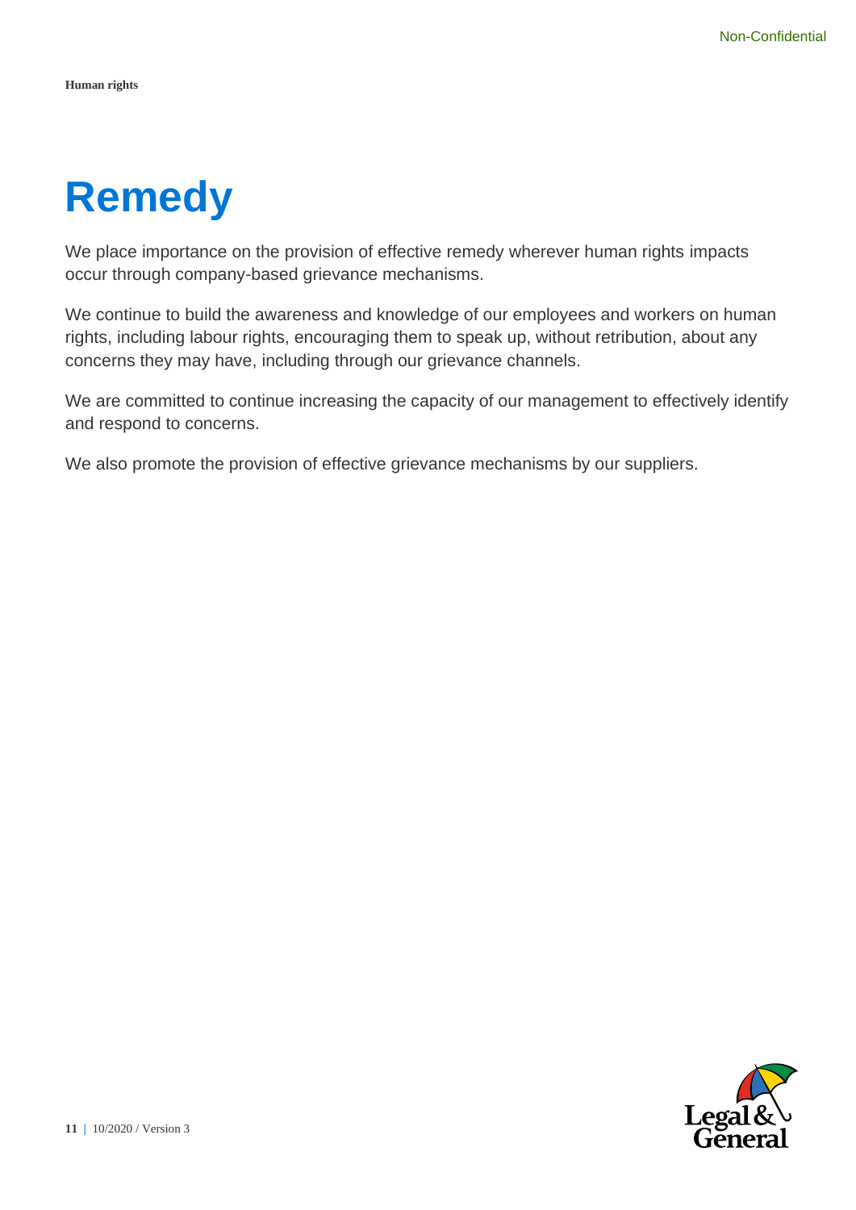# Remedy

We place importance on the provision of effective remedy wherever human rights impacts occur through company-based grievance mechanisms.

We continue to build the awareness and knowledge of our employees and workers on human rights, including labour rights, encouraging them to speak up, without retribution, about any concerns they may have, including through our grievance channels.

We are committed to continue increasing the capacity of our management to effectively identify and respond to concerns.

We also promote the provision of effective grievance mechanisms by our suppliers.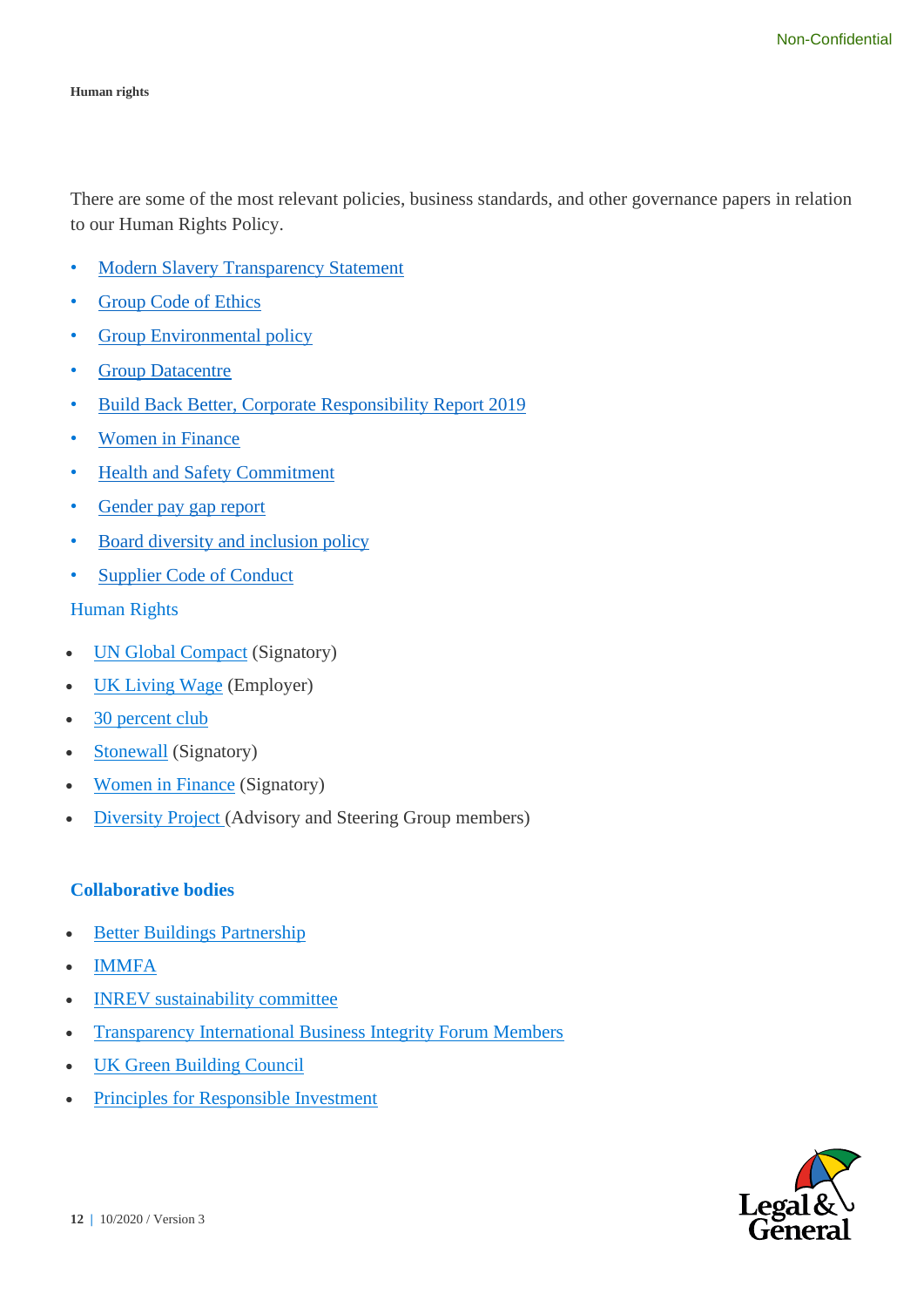Human rights

There are some of the most relevant policies, business standards, and other governance papers in relation to our Human Rights Policy.

- Modern Slavery Transparency Statement
- Group Code of Ethics
- Group Environmental policy
- Group Datacentre
- Build Back Better, Corporate Responsibility Report 2019
- Women in Finance
- Health and Safety Commitment
- Gender pay gap report
- Board diversity and inclusion policy
- Supplier Code of Conduct

Human Rights

- UN Global Compact (Signatory)
- UK Living Wage (Employer)
- 30 percent club
- Stonewall (Signatory)
- Women in Finance (Signatory)
- Diversity Project (Advisory and Steering Group members)

**Collaborative bodies**

- Better Buildings Partnership
- IMMFA
- INREV sustainability committee
- Transparency International Business Integrity Forum Members
- UK Green Building Council
- Principles for Responsible Investment

10/2020 / Version 3